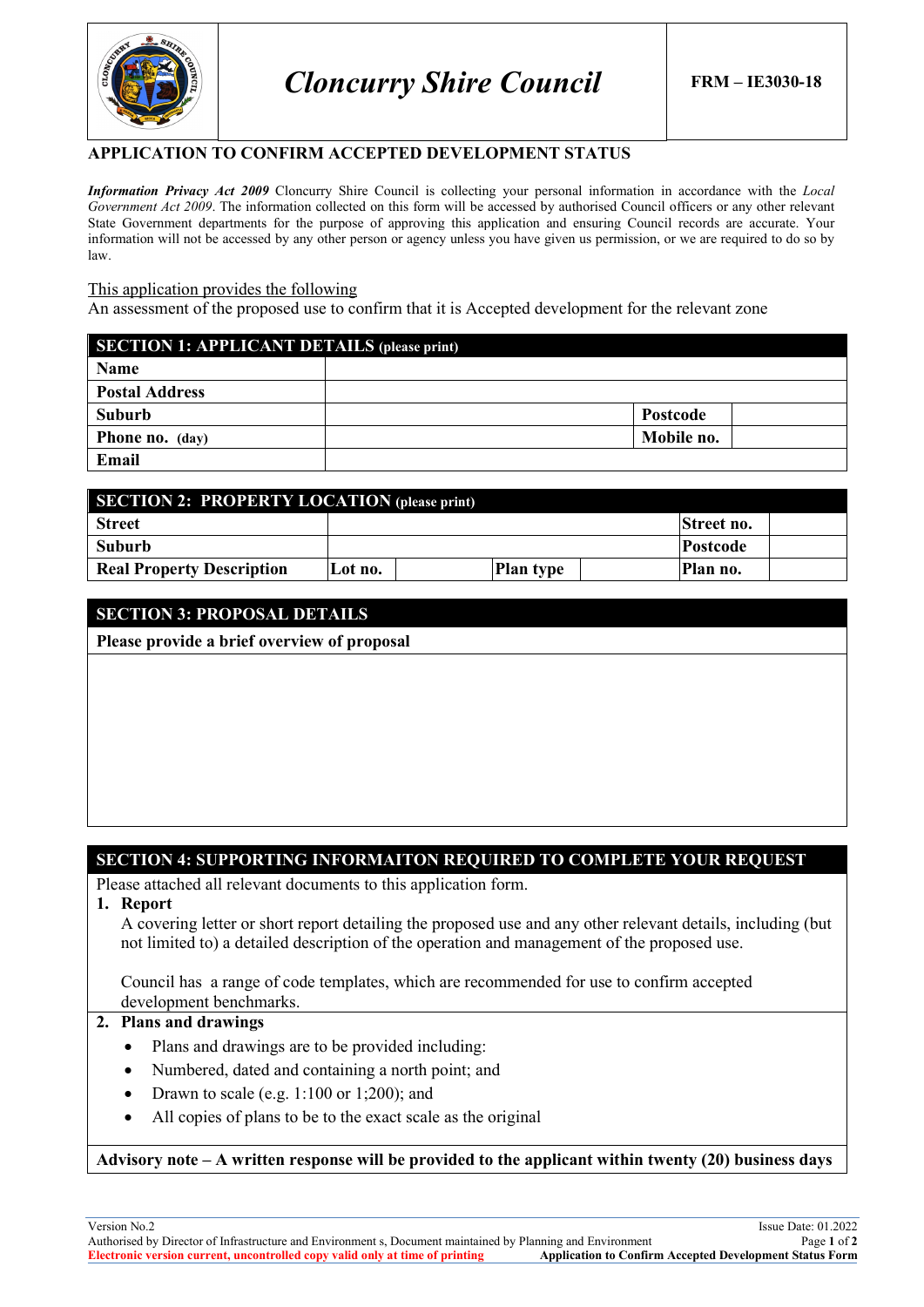# Cloncurry Shire Council

**FRM – IE3030-18**

## APPLICATION TO CONFIRM ACCEPTED DEVELOPMENT STATUS

***Information Privacy Act 2009*** Cloncurry Shire Council is collecting your personal information in accordance with the *Local Government Act 2009*. The information collected on this form will be accessed by authorised Council officers or any other relevant State Government departments for the purpose of approving this application and ensuring Council records are accurate. Your information will not be accessed by any other person or agency unless you have given us permission, or we are required to do so by law.

This application provides the following

An assessment of the proposed use to confirm that it is Accepted development for the relevant zone

| SECTION 1: APPLICANT DETAILS (please print) | | | |
|---|---|---|---|
| **Name** | | | |
| **Postal Address** | | | |
| **Suburb** | | **Postcode** | |
| **Phone no. (day)** | | **Mobile no.** | |
| **Email** | | | |

| SECTION 2: PROPERTY LOCATION (please print) | | | | | | |
|---|---|---|---|---|---|---|
| **Street** | | | | | **Street no.** | |
| **Suburb** | | | | | **Postcode** | |
| **Real Property Description** | **Lot no.** | | **Plan type** | | **Plan no.** | |

| SECTION 3: PROPOSAL DETAILS |
|---|
| **Please provide a brief overview of proposal** |
| |

## SECTION 4: SUPPORTING INFORMAITON REQUIRED TO COMPLETE YOUR REQUEST

Please attached all relevant documents to this application form.

1. **Report**

   A covering letter or short report detailing the proposed use and any other relevant details, including (but not limited to) a detailed description of the operation and management of the proposed use.

   Council has a range of code templates, which are recommended for use to confirm accepted development benchmarks.

2. **Plans and drawings**
   - Plans and drawings are to be provided including:
   - Numbered, dated and containing a north point; and
   - Drawn to scale (e.g. 1:100 or 1;200); and
   - All copies of plans to be to the exact scale as the original

**Advisory note – A written response will be provided to the applicant within twenty (20) business days**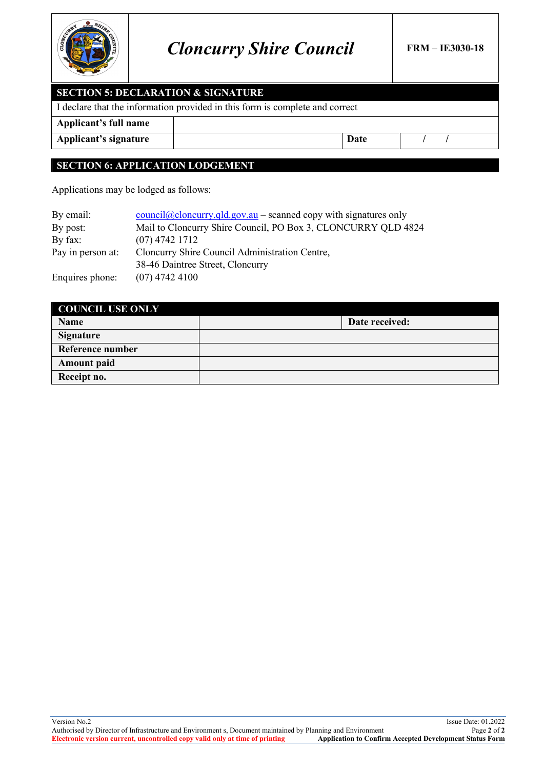# Cloncurry Shire Council

**FRM – IE3030-18**

## SECTION 5: DECLARATION & SIGNATURE

I declare that the information provided in this form is complete and correct

| | | | |
|---|---|---|---|
| **Applicant's full name** | | | |
| **Applicant's signature** | | **Date** | / / |

## SECTION 6: APPLICATION LODGEMENT

Applications may be lodged as follows:

| | |
|---|---|
| By email: | council@cloncurry.qld.gov.au – scanned copy with signatures only |
| By post: | Mail to Cloncurry Shire Council, PO Box 3, CLONCURRY QLD 4824 |
| By fax: | (07) 4742 1712 |
| Pay in person at: | Cloncurry Shire Council Administration Centre, 38-46 Daintree Street, Cloncurry |
| Enquires phone: | (07) 4742 4100 |

| COUNCIL USE ONLY | | |
|---|---|---|
| **Name** | | **Date received:** |
| **Signature** | | |
| **Reference number** | | |
| **Amount paid** | | |
| **Receipt no.** | | |

Version No.2

Issue Date: 01.2022

Authorised by Director of Infrastructure and Environment s, Document maintained by Planning and Environment

Electronic version current, uncontrolled copy valid only at time of printing

Application to Confirm Accepted Development Status Form